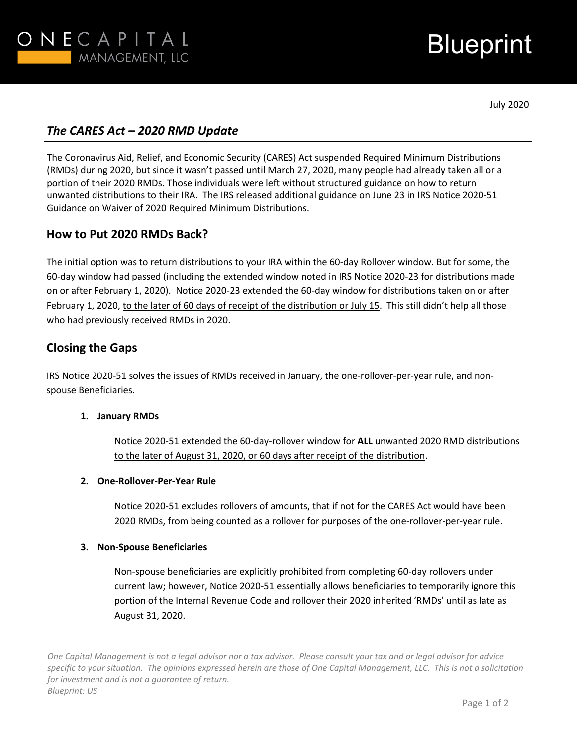ONECAPITAL MANAGEMENT, LLC

# Blueprint

July 2020

## *The CARES Act – 2020 RMD Update*

The Coronavirus Aid, Relief, and Economic Security (CARES) Act suspended Required Minimum Distributions (RMDs) during 2020, but since it wasn't passed until March 27, 2020, many people had already taken all or a portion of their 2020 RMDs. Those individuals were left without structured guidance on how to return unwanted distributions to their IRA. The IRS released additional guidance on June 23 in IRS Notice 2020-51 Guidance on Waiver of 2020 Required Minimum Distributions.

## How to Put 2020 RMDs Back?

The initial option was to return distributions to your IRA within the 60-day Rollover window. But for some, the 60-day window had passed (including the extended window noted in IRS Notice 2020-23 for distributions made on or after February 1, 2020). Notice 2020-23 extended the 60-day window for distributions taken on or after February 1, 2020, <u>to the later of 60 days of receipt of the distribution or July 15</u>. This still didn't help all those who had previously received RMDs in 2020.

## Closing the Gaps

IRS Notice 2020-51 solves the issues of RMDs received in January, the one-rollover-per-year rule, and non-spouse Beneficiaries.

1. **January RMDs**

   Notice 2020-51 extended the 60-day-rollover window for **<u>ALL</u>** unwanted 2020 RMD distributions <u>to the later of August 31, 2020, or 60 days after receipt of the distribution</u>.

2. **One-Rollover-Per-Year Rule**

   Notice 2020-51 excludes rollovers of amounts, that if not for the CARES Act would have been 2020 RMDs, from being counted as a rollover for purposes of the one-rollover-per-year rule.

3. **Non-Spouse Beneficiaries**

   Non-spouse beneficiaries are explicitly prohibited from completing 60-day rollovers under current law; however, Notice 2020-51 essentially allows beneficiaries to temporarily ignore this portion of the Internal Revenue Code and rollover their 2020 inherited 'RMDs' until as late as August 31, 2020.

*One Capital Management is not a legal advisor nor a tax advisor. Please consult your tax and or legal advisor for advice specific to your situation. The opinions expressed herein are those of One Capital Management, LLC. This is not a solicitation for investment and is not a guarantee of return.*
*Blueprint: US*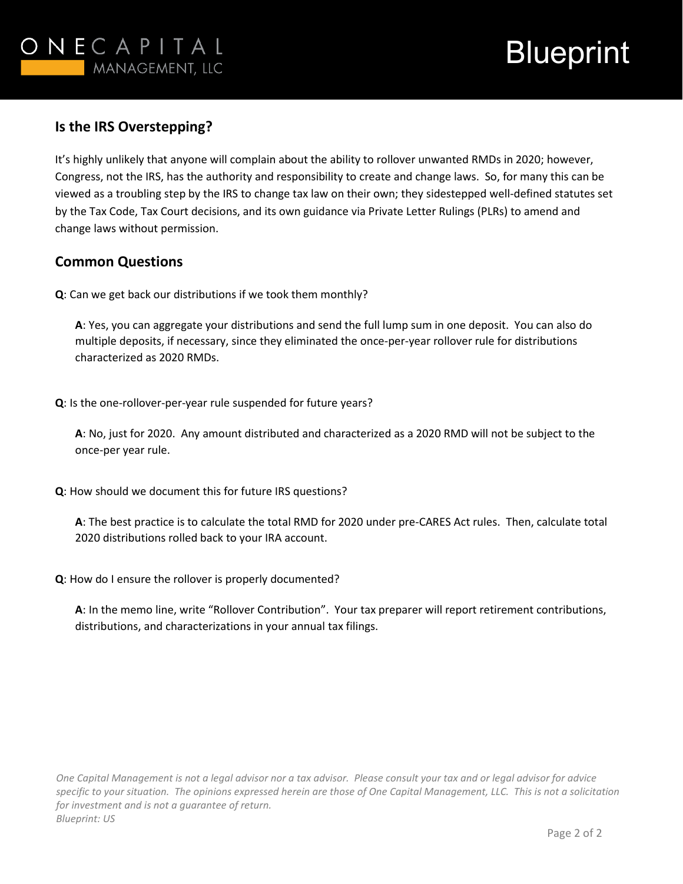## Is the IRS Overstepping?

It's highly unlikely that anyone will complain about the ability to rollover unwanted RMDs in 2020; however, Congress, not the IRS, has the authority and responsibility to create and change laws. So, for many this can be viewed as a troubling step by the IRS to change tax law on their own; they sidestepped well-defined statutes set by the Tax Code, Tax Court decisions, and its own guidance via Private Letter Rulings (PLRs) to amend and change laws without permission.

## Common Questions

**Q**: Can we get back our distributions if we took them monthly?

> **A**: Yes, you can aggregate your distributions and send the full lump sum in one deposit. You can also do multiple deposits, if necessary, since they eliminated the once-per-year rollover rule for distributions characterized as 2020 RMDs.

**Q**: Is the one-rollover-per-year rule suspended for future years?

> **A**: No, just for 2020. Any amount distributed and characterized as a 2020 RMD will not be subject to the once-per year rule.

**Q**: How should we document this for future IRS questions?

> **A**: The best practice is to calculate the total RMD for 2020 under pre-CARES Act rules. Then, calculate total 2020 distributions rolled back to your IRA account.

**Q**: How do I ensure the rollover is properly documented?

> **A**: In the memo line, write "Rollover Contribution". Your tax preparer will report retirement contributions, distributions, and characterizations in your annual tax filings.

*One Capital Management is not a legal advisor nor a tax advisor. Please consult your tax and or legal advisor for advice specific to your situation. The opinions expressed herein are those of One Capital Management, LLC. This is not a solicitation for investment and is not a guarantee of return.*
*Blueprint: US*